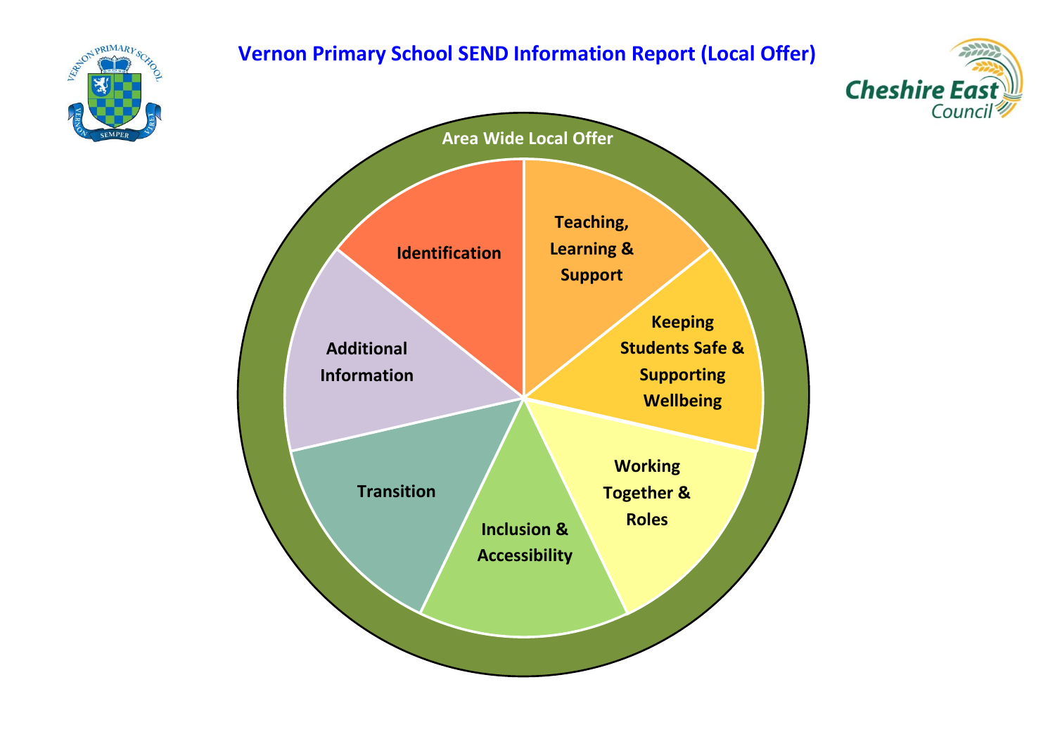# Vernon Primary School SEND Information Report (Local Offer)

Area Wide Local Offer

- Identification
- Teaching, Learning & Support
- Keeping Students Safe & Supporting Wellbeing
- Working Together & Roles
- Inclusion & Accessibility
- Transition
- Additional Information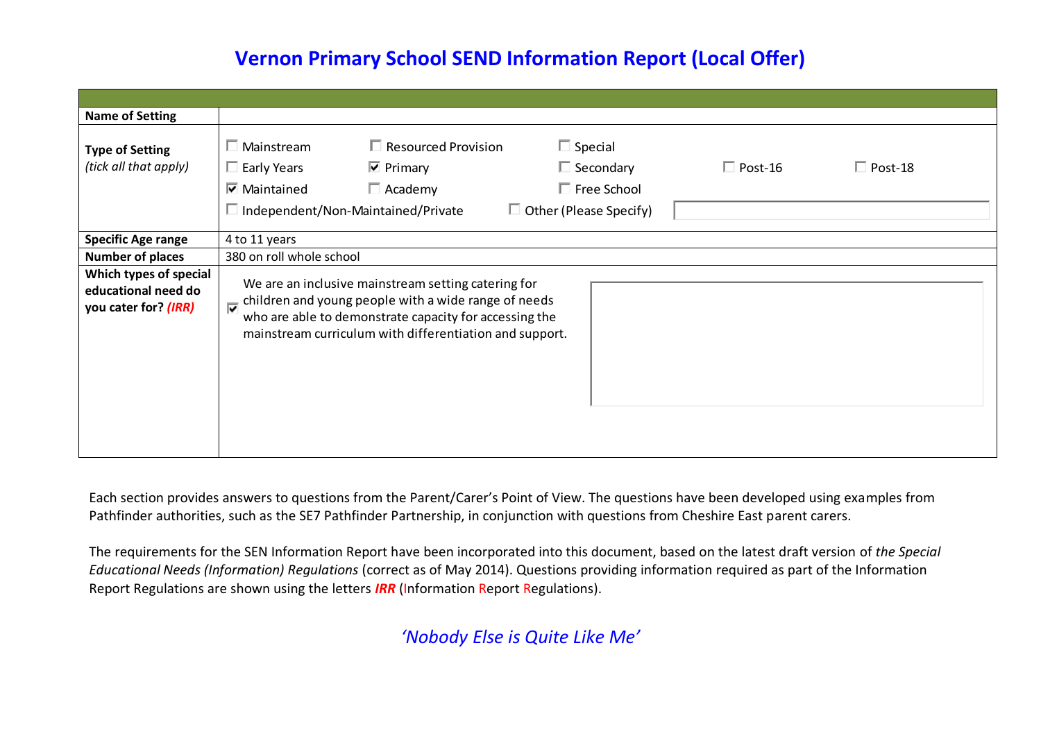# Vernon Primary School SEND Information Report (Local Offer)

| | |
|---|---|
| **Name of Setting** | |
| **Type of Setting** *(tick all that apply)* | ☐ Mainstream ☐ Resourced Provision ☐ Special<br>☐ Early Years ☑ Primary ☐ Secondary ☐ Post-16 ☐ Post-18<br>☑ Maintained ☐ Academy ☐ Free School<br>☐ Independent/Non-Maintained/Private ☐ Other (Please Specify) |
| **Specific Age range** | 4 to 11 years |
| **Number of places** | 380 on roll whole school |
| **Which types of special educational need do you cater for? *(IRR)*** | ☑ We are an inclusive mainstream setting catering for children and young people with a wide range of needs who are able to demonstrate capacity for accessing the mainstream curriculum with differentiation and support. |

Each section provides answers to questions from the Parent/Carer's Point of View. The questions have been developed using examples from Pathfinder authorities, such as the SE7 Pathfinder Partnership, in conjunction with questions from Cheshire East parent carers.

The requirements for the SEN Information Report have been incorporated into this document, based on the latest draft version of *the Special Educational Needs (Information) Regulations* (correct as of May 2014). Questions providing information required as part of the Information Report Regulations are shown using the letters ***IRR*** (Information Report Regulations).

*'Nobody Else is Quite Like Me'*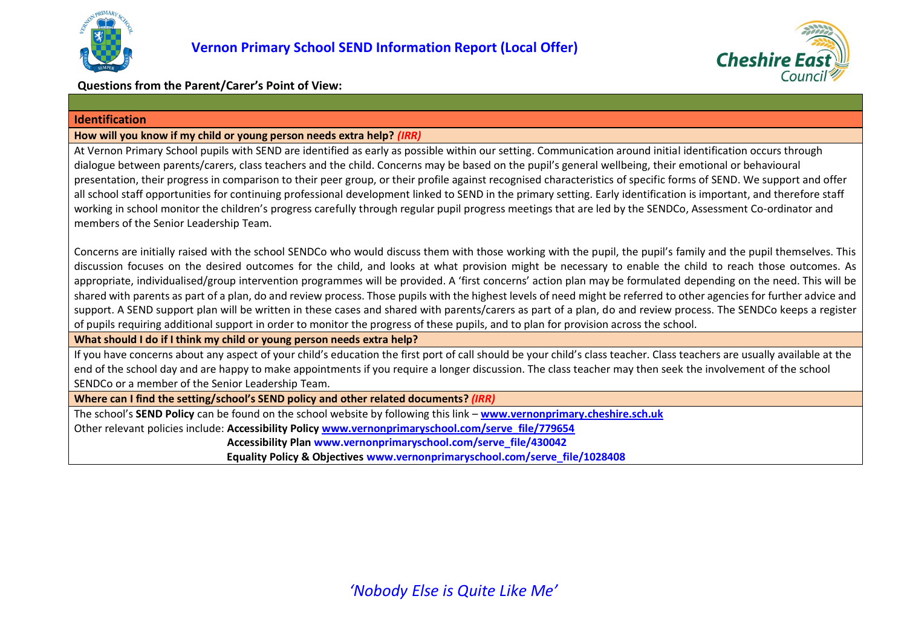# Vernon Primary School SEND Information Report (Local Offer)

**Questions from the Parent/Carer's Point of View:**

## Identification

**How will you know if my child or young person needs extra help?** ***(IRR)***

At Vernon Primary School pupils with SEND are identified as early as possible within our setting. Communication around initial identification occurs through dialogue between parents/carers, class teachers and the child. Concerns may be based on the pupil's general wellbeing, their emotional or behavioural presentation, their progress in comparison to their peer group, or their profile against recognised characteristics of specific forms of SEND. We support and offer all school staff opportunities for continuing professional development linked to SEND in the primary setting. Early identification is important, and therefore staff working in school monitor the children's progress carefully through regular pupil progress meetings that are led by the SENDCo, Assessment Co-ordinator and members of the Senior Leadership Team.

Concerns are initially raised with the school SENDCo who would discuss them with those working with the pupil, the pupil's family and the pupil themselves. This discussion focuses on the desired outcomes for the child, and looks at what provision might be necessary to enable the child to reach those outcomes. As appropriate, individualised/group intervention programmes will be provided. A 'first concerns' action plan may be formulated depending on the need. This will be shared with parents as part of a plan, do and review process. Those pupils with the highest levels of need might be referred to other agencies for further advice and support. A SEND support plan will be written in these cases and shared with parents/carers as part of a plan, do and review process. The SENDCo keeps a register of pupils requiring additional support in order to monitor the progress of these pupils, and to plan for provision across the school.

**What should I do if I think my child or young person needs extra help?**

If you have concerns about any aspect of your child's education the first port of call should be your child's class teacher. Class teachers are usually available at the end of the school day and are happy to make appointments if you require a longer discussion. The class teacher may then seek the involvement of the school SENDCo or a member of the Senior Leadership Team.

**Where can I find the setting/school's SEND policy and other related documents?** ***(IRR)***

The school's **SEND Policy** can be found on the school website by following this link – **www.vernonprimary.cheshire.sch.uk**

Other relevant policies include: **Accessibility Policy www.vernonprimaryschool.com/serve_file/779654**

**Accessibility Plan www.vernonprimaryschool.com/serve_file/430042**

**Equality Policy & Objectives www.vernonprimaryschool.com/serve_file/1028408**

*'Nobody Else is Quite Like Me'*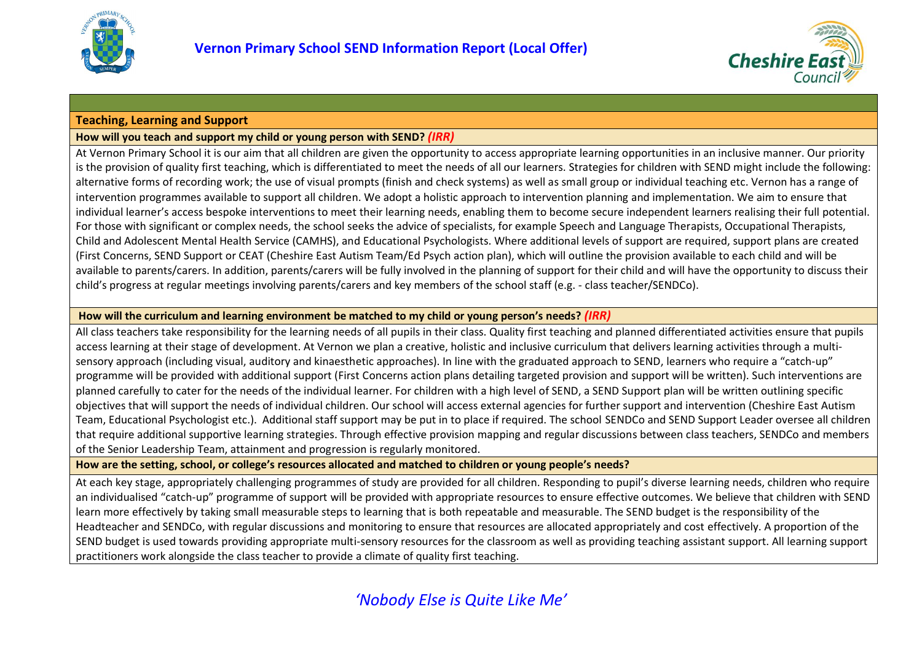## Teaching, Learning and Support

### How will you teach and support my child or young person with SEND? *(IRR)*

At Vernon Primary School it is our aim that all children are given the opportunity to access appropriate learning opportunities in an inclusive manner. Our priority is the provision of quality first teaching, which is differentiated to meet the needs of all our learners. Strategies for children with SEND might include the following: alternative forms of recording work; the use of visual prompts (finish and check systems) as well as small group or individual teaching etc. Vernon has a range of intervention programmes available to support all children. We adopt a holistic approach to intervention planning and implementation. We aim to ensure that individual learner's access bespoke interventions to meet their learning needs, enabling them to become secure independent learners realising their full potential. For those with significant or complex needs, the school seeks the advice of specialists, for example Speech and Language Therapists, Occupational Therapists, Child and Adolescent Mental Health Service (CAMHS), and Educational Psychologists. Where additional levels of support are required, support plans are created (First Concerns, SEND Support or CEAT (Cheshire East Autism Team/Ed Psych action plan), which will outline the provision available to each child and will be available to parents/carers. In addition, parents/carers will be fully involved in the planning of support for their child and will have the opportunity to discuss their child's progress at regular meetings involving parents/carers and key members of the school staff (e.g. - class teacher/SENDCo).

### How will the curriculum and learning environment be matched to my child or young person's needs? *(IRR)*

All class teachers take responsibility for the learning needs of all pupils in their class. Quality first teaching and planned differentiated activities ensure that pupils access learning at their stage of development. At Vernon we plan a creative, holistic and inclusive curriculum that delivers learning activities through a multi-sensory approach (including visual, auditory and kinaesthetic approaches). In line with the graduated approach to SEND, learners who require a "catch-up" programme will be provided with additional support (First Concerns action plans detailing targeted provision and support will be written). Such interventions are planned carefully to cater for the needs of the individual learner. For children with a high level of SEND, a SEND Support plan will be written outlining specific objectives that will support the needs of individual children. Our school will access external agencies for further support and intervention (Cheshire East Autism Team, Educational Psychologist etc.). Additional staff support may be put in to place if required. The school SENDCo and SEND Support Leader oversee all children that require additional supportive learning strategies. Through effective provision mapping and regular discussions between class teachers, SENDCo and members of the Senior Leadership Team, attainment and progression is regularly monitored.

### How are the setting, school, or college's resources allocated and matched to children or young people's needs?

At each key stage, appropriately challenging programmes of study are provided for all children. Responding to pupil's diverse learning needs, children who require an individualised "catch-up" programme of support will be provided with appropriate resources to ensure effective outcomes. We believe that children with SEND learn more effectively by taking small measurable steps to learning that is both repeatable and measurable. The SEND budget is the responsibility of the Headteacher and SENDCo, with regular discussions and monitoring to ensure that resources are allocated appropriately and cost effectively. A proportion of the SEND budget is used towards providing appropriate multi-sensory resources for the classroom as well as providing teaching assistant support. All learning support practitioners work alongside the class teacher to provide a climate of quality first teaching.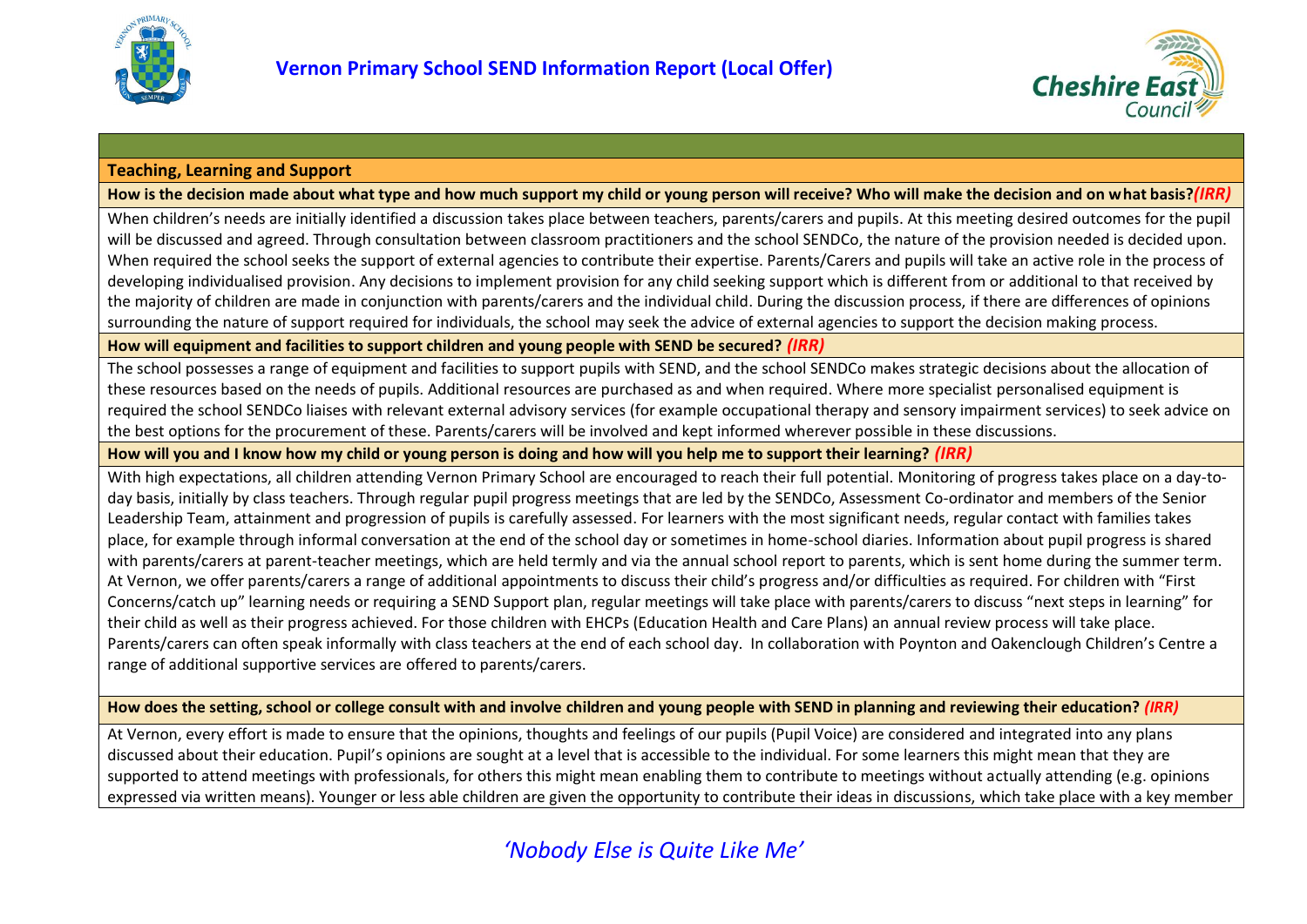## Teaching, Learning and Support

**How is the decision made about what type and how much support my child or young person will receive? Who will make the decision and on what basis?*(IRR)***

When children's needs are initially identified a discussion takes place between teachers, parents/carers and pupils. At this meeting desired outcomes for the pupil will be discussed and agreed. Through consultation between classroom practitioners and the school SENDCo, the nature of the provision needed is decided upon. When required the school seeks the support of external agencies to contribute their expertise. Parents/Carers and pupils will take an active role in the process of developing individualised provision. Any decisions to implement provision for any child seeking support which is different from or additional to that received by the majority of children are made in conjunction with parents/carers and the individual child. During the discussion process, if there are differences of opinions surrounding the nature of support required for individuals, the school may seek the advice of external agencies to support the decision making process.

**How will equipment and facilities to support children and young people with SEND be secured? *(IRR)***

The school possesses a range of equipment and facilities to support pupils with SEND, and the school SENDCo makes strategic decisions about the allocation of these resources based on the needs of pupils. Additional resources are purchased as and when required. Where more specialist personalised equipment is required the school SENDCo liaises with relevant external advisory services (for example occupational therapy and sensory impairment services) to seek advice on the best options for the procurement of these. Parents/carers will be involved and kept informed wherever possible in these discussions.

**How will you and I know how my child or young person is doing and how will you help me to support their learning? *(IRR)***

With high expectations, all children attending Vernon Primary School are encouraged to reach their full potential. Monitoring of progress takes place on a day-to-day basis, initially by class teachers. Through regular pupil progress meetings that are led by the SENDCo, Assessment Co-ordinator and members of the Senior Leadership Team, attainment and progression of pupils is carefully assessed. For learners with the most significant needs, regular contact with families takes place, for example through informal conversation at the end of the school day or sometimes in home-school diaries. Information about pupil progress is shared with parents/carers at parent-teacher meetings, which are held termly and via the annual school report to parents, which is sent home during the summer term. At Vernon, we offer parents/carers a range of additional appointments to discuss their child's progress and/or difficulties as required. For children with "First Concerns/catch up" learning needs or requiring a SEND Support plan, regular meetings will take place with parents/carers to discuss "next steps in learning" for their child as well as their progress achieved. For those children with EHCPs (Education Health and Care Plans) an annual review process will take place. Parents/carers can often speak informally with class teachers at the end of each school day. In collaboration with Poynton and Oakenclough Children's Centre a range of additional supportive services are offered to parents/carers.

**How does the setting, school or college consult with and involve children and young people with SEND in planning and reviewing their education? *(IRR)***

At Vernon, every effort is made to ensure that the opinions, thoughts and feelings of our pupils (Pupil Voice) are considered and integrated into any plans discussed about their education. Pupil's opinions are sought at a level that is accessible to the individual. For some learners this might mean that they are supported to attend meetings with professionals, for others this might mean enabling them to contribute to meetings without actually attending (e.g. opinions expressed via written means). Younger or less able children are given the opportunity to contribute their ideas in discussions, which take place with a key member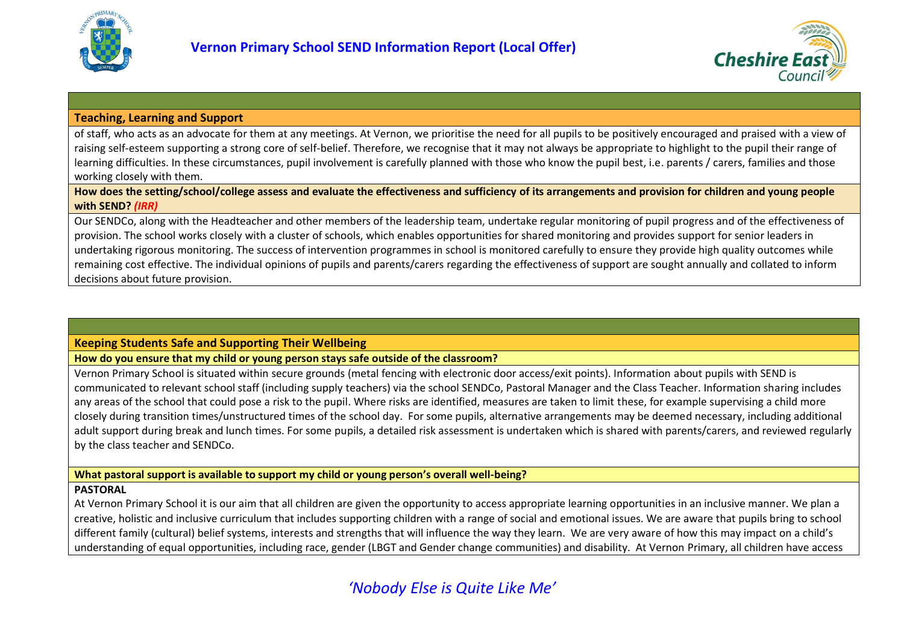## Teaching, Learning and Support

of staff, who acts as an advocate for them at any meetings. At Vernon, we prioritise the need for all pupils to be positively encouraged and praised with a view of raising self-esteem supporting a strong core of self-belief. Therefore, we recognise that it may not always be appropriate to highlight to the pupil their range of learning difficulties. In these circumstances, pupil involvement is carefully planned with those who know the pupil best, i.e. parents / carers, families and those working closely with them.

**How does the setting/school/college assess and evaluate the effectiveness and sufficiency of its arrangements and provision for children and young people with SEND?** ***(IRR)***

Our SENDCo, along with the Headteacher and other members of the leadership team, undertake regular monitoring of pupil progress and of the effectiveness of provision. The school works closely with a cluster of schools, which enables opportunities for shared monitoring and provides support for senior leaders in undertaking rigorous monitoring. The success of intervention programmes in school is monitored carefully to ensure they provide high quality outcomes while remaining cost effective. The individual opinions of pupils and parents/carers regarding the effectiveness of support are sought annually and collated to inform decisions about future provision.

## Keeping Students Safe and Supporting Their Wellbeing

**How do you ensure that my child or young person stays safe outside of the classroom?**

Vernon Primary School is situated within secure grounds (metal fencing with electronic door access/exit points). Information about pupils with SEND is communicated to relevant school staff (including supply teachers) via the school SENDCo, Pastoral Manager and the Class Teacher. Information sharing includes any areas of the school that could pose a risk to the pupil. Where risks are identified, measures are taken to limit these, for example supervising a child more closely during transition times/unstructured times of the school day. For some pupils, alternative arrangements may be deemed necessary, including additional adult support during break and lunch times. For some pupils, a detailed risk assessment is undertaken which is shared with parents/carers, and reviewed regularly by the class teacher and SENDCo.

**What pastoral support is available to support my child or young person's overall well-being?**

**PASTORAL**

At Vernon Primary School it is our aim that all children are given the opportunity to access appropriate learning opportunities in an inclusive manner. We plan a creative, holistic and inclusive curriculum that includes supporting children with a range of social and emotional issues. We are aware that pupils bring to school different family (cultural) belief systems, interests and strengths that will influence the way they learn. We are very aware of how this may impact on a child's understanding of equal opportunities, including race, gender (LBGT and Gender change communities) and disability. At Vernon Primary, all children have access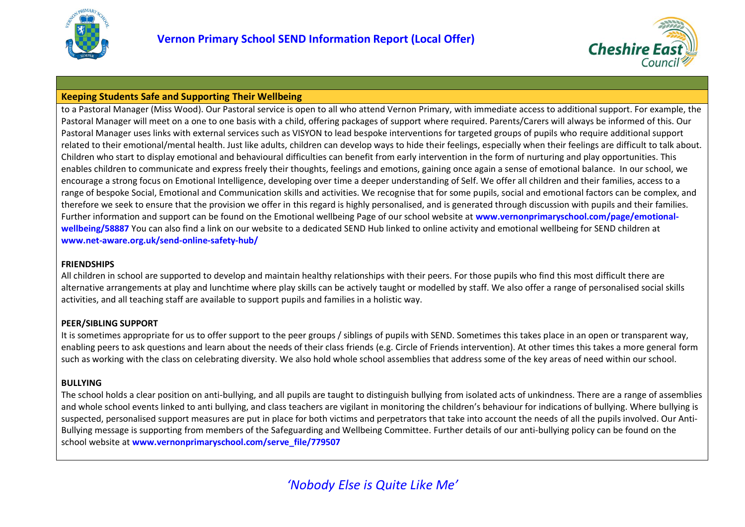## Keeping Students Safe and Supporting Their Wellbeing

to a Pastoral Manager (Miss Wood). Our Pastoral service is open to all who attend Vernon Primary, with immediate access to additional support. For example, the Pastoral Manager will meet on a one to one basis with a child, offering packages of support where required. Parents/Carers will always be informed of this. Our Pastoral Manager uses links with external services such as VISYON to lead bespoke interventions for targeted groups of pupils who require additional support related to their emotional/mental health. Just like adults, children can develop ways to hide their feelings, especially when their feelings are difficult to talk about. Children who start to display emotional and behavioural difficulties can benefit from early intervention in the form of nurturing and play opportunities. This enables children to communicate and express freely their thoughts, feelings and emotions, gaining once again a sense of emotional balance. In our school, we encourage a strong focus on Emotional Intelligence, developing over time a deeper understanding of Self. We offer all children and their families, access to a range of bespoke Social, Emotional and Communication skills and activities. We recognise that for some pupils, social and emotional factors can be complex, and therefore we seek to ensure that the provision we offer in this regard is highly personalised, and is generated through discussion with pupils and their families. Further information and support can be found on the Emotional wellbeing Page of our school website at **www.vernonprimaryschool.com/page/emotional-wellbeing/58887** You can also find a link on our website to a dedicated SEND Hub linked to online activity and emotional wellbeing for SEND children at **www.net-aware.org.uk/send-online-safety-hub/**

**FRIENDSHIPS**

All children in school are supported to develop and maintain healthy relationships with their peers. For those pupils who find this most difficult there are alternative arrangements at play and lunchtime where play skills can be actively taught or modelled by staff. We also offer a range of personalised social skills activities, and all teaching staff are available to support pupils and families in a holistic way.

**PEER/SIBLING SUPPORT**

It is sometimes appropriate for us to offer support to the peer groups / siblings of pupils with SEND. Sometimes this takes place in an open or transparent way, enabling peers to ask questions and learn about the needs of their class friends (e.g. Circle of Friends intervention). At other times this takes a more general form such as working with the class on celebrating diversity. We also hold whole school assemblies that address some of the key areas of need within our school.

**BULLYING**

The school holds a clear position on anti-bullying, and all pupils are taught to distinguish bullying from isolated acts of unkindness. There are a range of assemblies and whole school events linked to anti bullying, and class teachers are vigilant in monitoring the children's behaviour for indications of bullying. Where bullying is suspected, personalised support measures are put in place for both victims and perpetrators that take into account the needs of all the pupils involved. Our Anti-Bullying message is supporting from members of the Safeguarding and Wellbeing Committee. Further details of our anti-bullying policy can be found on the school website at **www.vernonprimaryschool.com/serve_file/779507**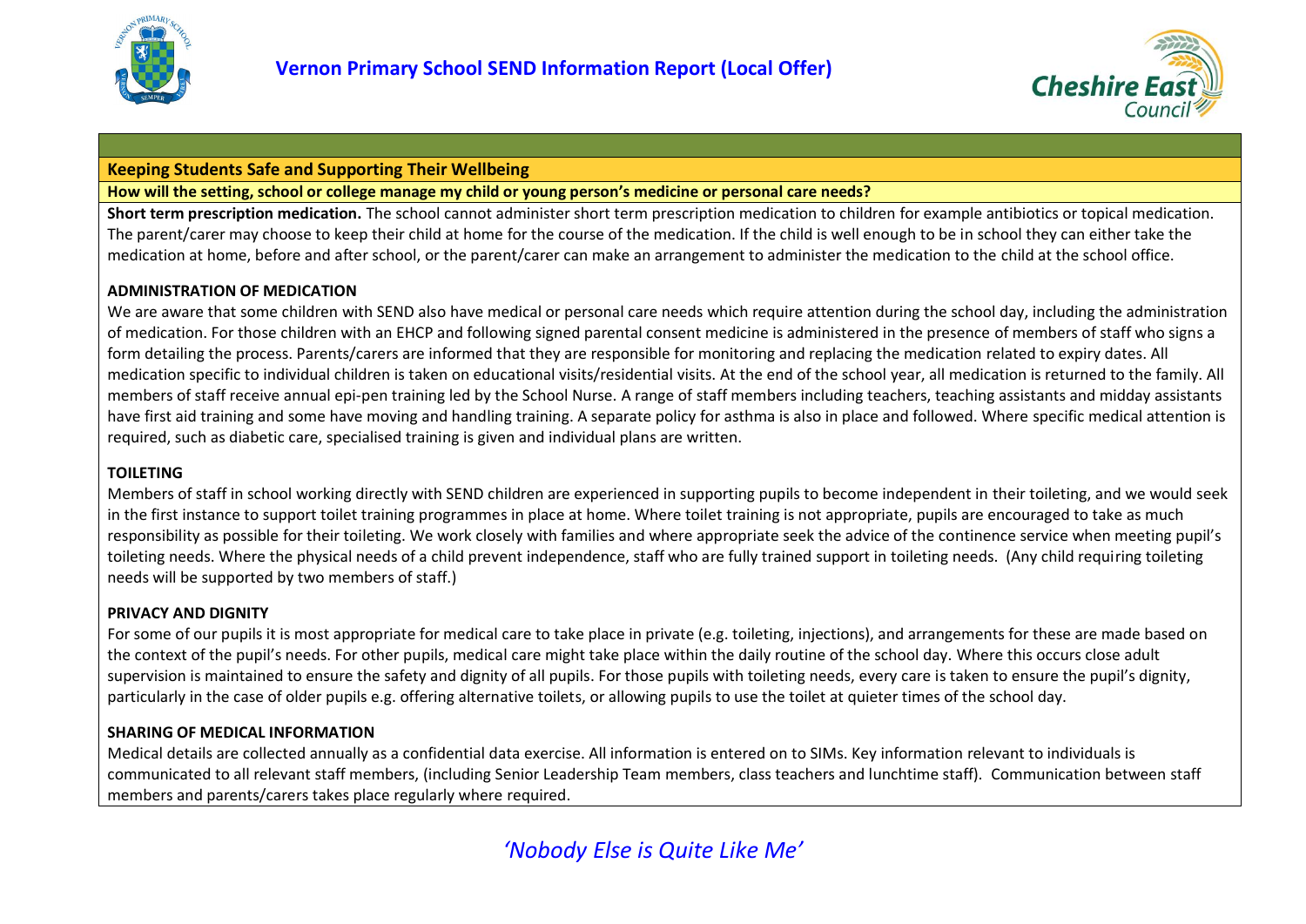## Keeping Students Safe and Supporting Their Wellbeing

### How will the setting, school or college manage my child or young person's medicine or personal care needs?

**Short term prescription medication.** The school cannot administer short term prescription medication to children for example antibiotics or topical medication. The parent/carer may choose to keep their child at home for the course of the medication. If the child is well enough to be in school they can either take the medication at home, before and after school, or the parent/carer can make an arrangement to administer the medication to the child at the school office.

**ADMINISTRATION OF MEDICATION**

We are aware that some children with SEND also have medical or personal care needs which require attention during the school day, including the administration of medication. For those children with an EHCP and following signed parental consent medicine is administered in the presence of members of staff who signs a form detailing the process. Parents/carers are informed that they are responsible for monitoring and replacing the medication related to expiry dates. All medication specific to individual children is taken on educational visits/residential visits. At the end of the school year, all medication is returned to the family. All members of staff receive annual epi-pen training led by the School Nurse. A range of staff members including teachers, teaching assistants and midday assistants have first aid training and some have moving and handling training. A separate policy for asthma is also in place and followed. Where specific medical attention is required, such as diabetic care, specialised training is given and individual plans are written.

**TOILETING**

Members of staff in school working directly with SEND children are experienced in supporting pupils to become independent in their toileting, and we would seek in the first instance to support toilet training programmes in place at home. Where toilet training is not appropriate, pupils are encouraged to take as much responsibility as possible for their toileting. We work closely with families and where appropriate seek the advice of the continence service when meeting pupil's toileting needs. Where the physical needs of a child prevent independence, staff who are fully trained support in toileting needs. (Any child requiring toileting needs will be supported by two members of staff.)

**PRIVACY AND DIGNITY**

For some of our pupils it is most appropriate for medical care to take place in private (e.g. toileting, injections), and arrangements for these are made based on the context of the pupil's needs. For other pupils, medical care might take place within the daily routine of the school day. Where this occurs close adult supervision is maintained to ensure the safety and dignity of all pupils. For those pupils with toileting needs, every care is taken to ensure the pupil's dignity, particularly in the case of older pupils e.g. offering alternative toilets, or allowing pupils to use the toilet at quieter times of the school day.

**SHARING OF MEDICAL INFORMATION**

Medical details are collected annually as a confidential data exercise. All information is entered on to SIMs. Key information relevant to individuals is communicated to all relevant staff members, (including Senior Leadership Team members, class teachers and lunchtime staff). Communication between staff members and parents/carers takes place regularly where required.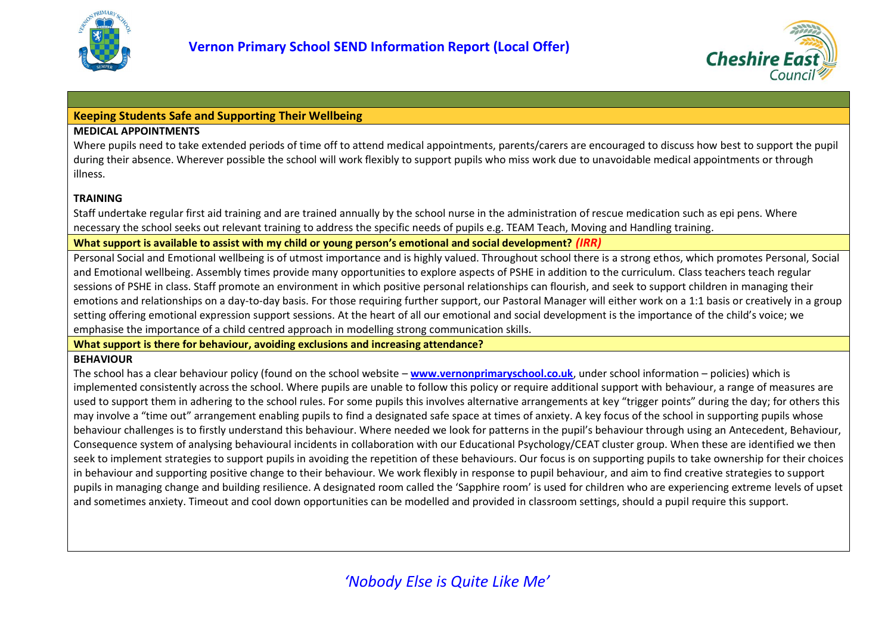## Keeping Students Safe and Supporting Their Wellbeing

**MEDICAL APPOINTMENTS**

Where pupils need to take extended periods of time off to attend medical appointments, parents/carers are encouraged to discuss how best to support the pupil during their absence. Wherever possible the school will work flexibly to support pupils who miss work due to unavoidable medical appointments or through illness.

**TRAINING**

Staff undertake regular first aid training and are trained annually by the school nurse in the administration of rescue medication such as epi pens. Where necessary the school seeks out relevant training to address the specific needs of pupils e.g. TEAM Teach, Moving and Handling training.

### What support is available to assist with my child or young person's emotional and social development? *(IRR)*

Personal Social and Emotional wellbeing is of utmost importance and is highly valued. Throughout school there is a strong ethos, which promotes Personal, Social and Emotional wellbeing. Assembly times provide many opportunities to explore aspects of PSHE in addition to the curriculum. Class teachers teach regular sessions of PSHE in class. Staff promote an environment in which positive personal relationships can flourish, and seek to support children in managing their emotions and relationships on a day-to-day basis. For those requiring further support, our Pastoral Manager will either work on a 1:1 basis or creatively in a group setting offering emotional expression support sessions. At the heart of all our emotional and social development is the importance of the child's voice; we emphasise the importance of a child centred approach in modelling strong communication skills.

### What support is there for behaviour, avoiding exclusions and increasing attendance?

**BEHAVIOUR**

The school has a clear behaviour policy (found on the school website – **www.vernonprimaryschool.co.uk**, under school information – policies) which is implemented consistently across the school. Where pupils are unable to follow this policy or require additional support with behaviour, a range of measures are used to support them in adhering to the school rules. For some pupils this involves alternative arrangements at key "trigger points" during the day; for others this may involve a "time out" arrangement enabling pupils to find a designated safe space at times of anxiety. A key focus of the school in supporting pupils whose behaviour challenges is to firstly understand this behaviour. Where needed we look for patterns in the pupil's behaviour through using an Antecedent, Behaviour, Consequence system of analysing behavioural incidents in collaboration with our Educational Psychology/CEAT cluster group. When these are identified we then seek to implement strategies to support pupils in avoiding the repetition of these behaviours. Our focus is on supporting pupils to take ownership for their choices in behaviour and supporting positive change to their behaviour. We work flexibly in response to pupil behaviour, and aim to find creative strategies to support pupils in managing change and building resilience. A designated room called the 'Sapphire room' is used for children who are experiencing extreme levels of upset and sometimes anxiety. Timeout and cool down opportunities can be modelled and provided in classroom settings, should a pupil require this support.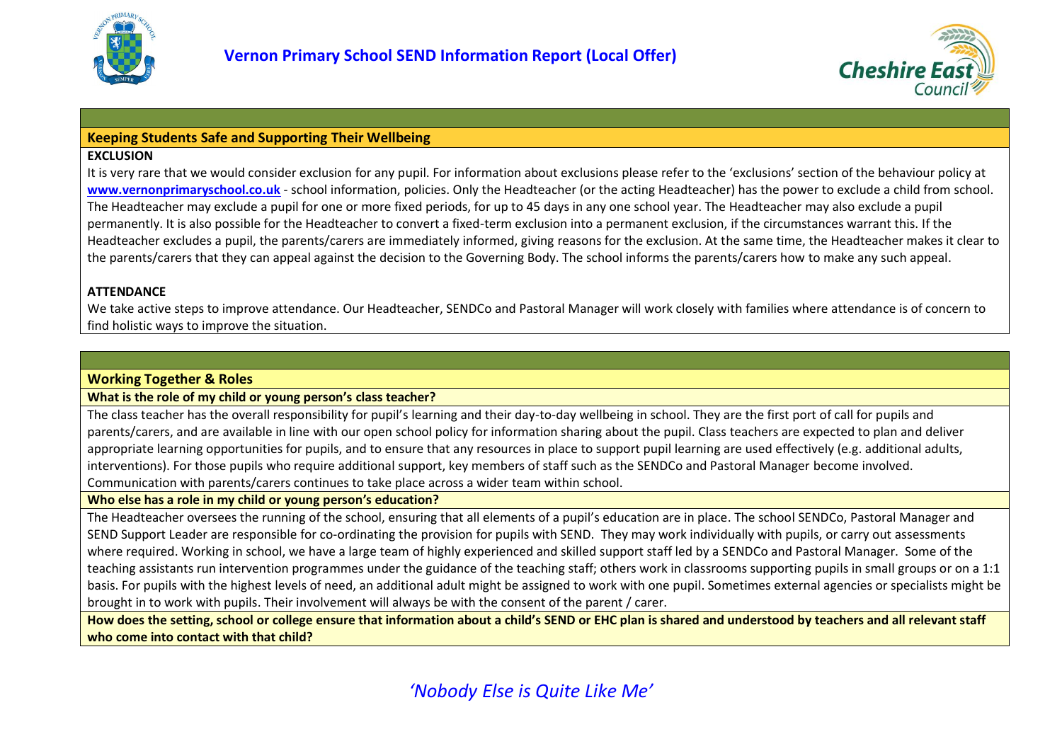## Keeping Students Safe and Supporting Their Wellbeing

**EXCLUSION**

It is very rare that we would consider exclusion for any pupil. For information about exclusions please refer to the 'exclusions' section of the behaviour policy at **www.vernonprimaryschool.co.uk** - school information, policies. Only the Headteacher (or the acting Headteacher) has the power to exclude a child from school. The Headteacher may exclude a pupil for one or more fixed periods, for up to 45 days in any one school year. The Headteacher may also exclude a pupil permanently. It is also possible for the Headteacher to convert a fixed-term exclusion into a permanent exclusion, if the circumstances warrant this. If the Headteacher excludes a pupil, the parents/carers are immediately informed, giving reasons for the exclusion. At the same time, the Headteacher makes it clear to the parents/carers that they can appeal against the decision to the Governing Body. The school informs the parents/carers how to make any such appeal.

**ATTENDANCE**

We take active steps to improve attendance. Our Headteacher, SENDCo and Pastoral Manager will work closely with families where attendance is of concern to find holistic ways to improve the situation.

## Working Together & Roles

**What is the role of my child or young person's class teacher?**

The class teacher has the overall responsibility for pupil's learning and their day-to-day wellbeing in school. They are the first port of call for pupils and parents/carers, and are available in line with our open school policy for information sharing about the pupil. Class teachers are expected to plan and deliver appropriate learning opportunities for pupils, and to ensure that any resources in place to support pupil learning are used effectively (e.g. additional adults, interventions). For those pupils who require additional support, key members of staff such as the SENDCo and Pastoral Manager become involved. Communication with parents/carers continues to take place across a wider team within school.

**Who else has a role in my child or young person's education?**

The Headteacher oversees the running of the school, ensuring that all elements of a pupil's education are in place. The school SENDCo, Pastoral Manager and SEND Support Leader are responsible for co-ordinating the provision for pupils with SEND. They may work individually with pupils, or carry out assessments where required. Working in school, we have a large team of highly experienced and skilled support staff led by a SENDCo and Pastoral Manager. Some of the teaching assistants run intervention programmes under the guidance of the teaching staff; others work in classrooms supporting pupils in small groups or on a 1:1 basis. For pupils with the highest levels of need, an additional adult might be assigned to work with one pupil. Sometimes external agencies or specialists might be brought in to work with pupils. Their involvement will always be with the consent of the parent / carer.

**How does the setting, school or college ensure that information about a child's SEND or EHC plan is shared and understood by teachers and all relevant staff who come into contact with that child?**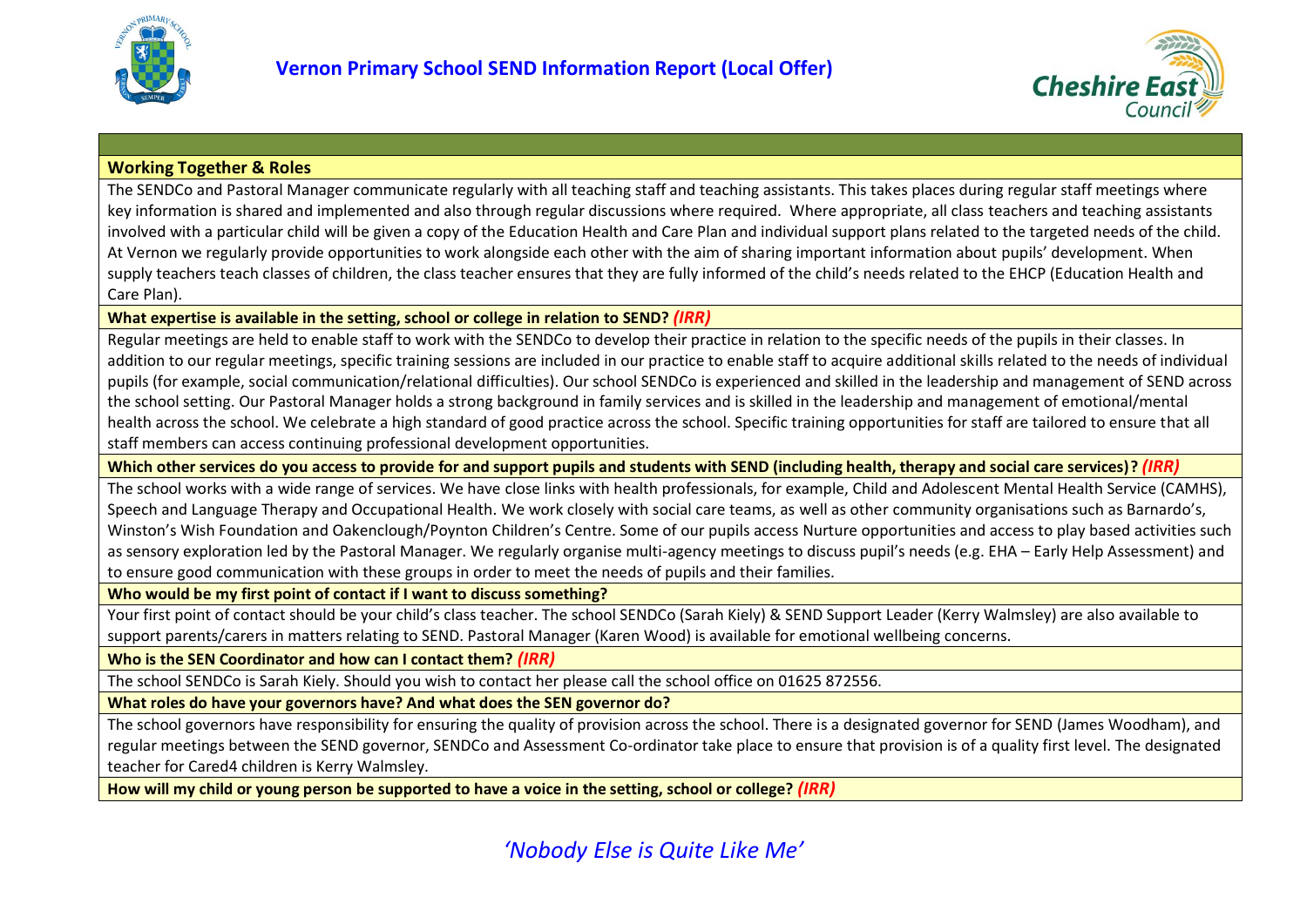# Vernon Primary School SEND Information Report (Local Offer)

**Working Together & Roles**

The SENDCo and Pastoral Manager communicate regularly with all teaching staff and teaching assistants. This takes places during regular staff meetings where key information is shared and implemented and also through regular discussions where required. Where appropriate, all class teachers and teaching assistants involved with a particular child will be given a copy of the Education Health and Care Plan and individual support plans related to the targeted needs of the child. At Vernon we regularly provide opportunities to work alongside each other with the aim of sharing important information about pupils' development. When supply teachers teach classes of children, the class teacher ensures that they are fully informed of the child's needs related to the EHCP (Education Health and Care Plan).

**What expertise is available in the setting, school or college in relation to SEND?** ***(IRR)***

Regular meetings are held to enable staff to work with the SENDCo to develop their practice in relation to the specific needs of the pupils in their classes. In addition to our regular meetings, specific training sessions are included in our practice to enable staff to acquire additional skills related to the needs of individual pupils (for example, social communication/relational difficulties). Our school SENDCo is experienced and skilled in the leadership and management of SEND across the school setting. Our Pastoral Manager holds a strong background in family services and is skilled in the leadership and management of emotional/mental health across the school. We celebrate a high standard of good practice across the school. Specific training opportunities for staff are tailored to ensure that all staff members can access continuing professional development opportunities.

**Which other services do you access to provide for and support pupils and students with SEND (including health, therapy and social care services)?** ***(IRR)***

The school works with a wide range of services. We have close links with health professionals, for example, Child and Adolescent Mental Health Service (CAMHS), Speech and Language Therapy and Occupational Health. We work closely with social care teams, as well as other community organisations such as Barnardo's, Winston's Wish Foundation and Oakenclough/Poynton Children's Centre. Some of our pupils access Nurture opportunities and access to play based activities such as sensory exploration led by the Pastoral Manager. We regularly organise multi-agency meetings to discuss pupil's needs (e.g. EHA – Early Help Assessment) and to ensure good communication with these groups in order to meet the needs of pupils and their families.

**Who would be my first point of contact if I want to discuss something?**

Your first point of contact should be your child's class teacher. The school SENDCo (Sarah Kiely) & SEND Support Leader (Kerry Walmsley) are also available to support parents/carers in matters relating to SEND. Pastoral Manager (Karen Wood) is available for emotional wellbeing concerns.

**Who is the SEN Coordinator and how can I contact them?** ***(IRR)***

The school SENDCo is Sarah Kiely. Should you wish to contact her please call the school office on 01625 872556.

**What roles do have your governors have? And what does the SEN governor do?**

The school governors have responsibility for ensuring the quality of provision across the school. There is a designated governor for SEND (James Woodham), and regular meetings between the SEND governor, SENDCo and Assessment Co-ordinator take place to ensure that provision is of a quality first level. The designated teacher for Cared4 children is Kerry Walmsley.

**How will my child or young person be supported to have a voice in the setting, school or college?** ***(IRR)***

*'Nobody Else is Quite Like Me'*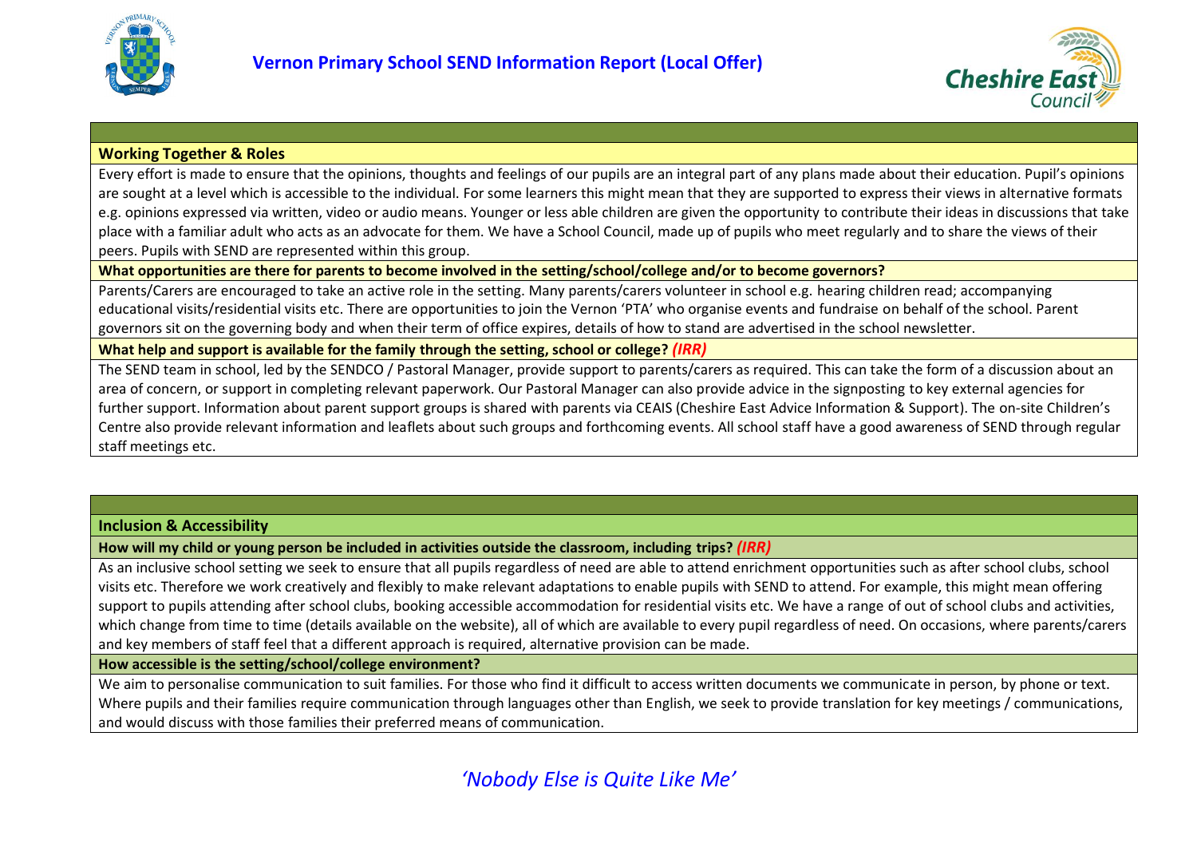## Working Together & Roles

Every effort is made to ensure that the opinions, thoughts and feelings of our pupils are an integral part of any plans made about their education. Pupil's opinions are sought at a level which is accessible to the individual. For some learners this might mean that they are supported to express their views in alternative formats e.g. opinions expressed via written, video or audio means. Younger or less able children are given the opportunity to contribute their ideas in discussions that take place with a familiar adult who acts as an advocate for them. We have a School Council, made up of pupils who meet regularly and to share the views of their peers. Pupils with SEND are represented within this group.

**What opportunities are there for parents to become involved in the setting/school/college and/or to become governors?**

Parents/Carers are encouraged to take an active role in the setting. Many parents/carers volunteer in school e.g. hearing children read; accompanying educational visits/residential visits etc. There are opportunities to join the Vernon 'PTA' who organise events and fundraise on behalf of the school. Parent governors sit on the governing body and when their term of office expires, details of how to stand are advertised in the school newsletter.

**What help and support is available for the family through the setting, school or college? *(IRR)***

The SEND team in school, led by the SENDCO / Pastoral Manager, provide support to parents/carers as required. This can take the form of a discussion about an area of concern, or support in completing relevant paperwork. Our Pastoral Manager can also provide advice in the signposting to key external agencies for further support. Information about parent support groups is shared with parents via CEAIS (Cheshire East Advice Information & Support). The on-site Children's Centre also provide relevant information and leaflets about such groups and forthcoming events. All school staff have a good awareness of SEND through regular staff meetings etc.

## Inclusion & Accessibility

**How will my child or young person be included in activities outside the classroom, including trips? *(IRR)***

As an inclusive school setting we seek to ensure that all pupils regardless of need are able to attend enrichment opportunities such as after school clubs, school visits etc. Therefore we work creatively and flexibly to make relevant adaptations to enable pupils with SEND to attend. For example, this might mean offering support to pupils attending after school clubs, booking accessible accommodation for residential visits etc. We have a range of out of school clubs and activities, which change from time to time (details available on the website), all of which are available to every pupil regardless of need. On occasions, where parents/carers and key members of staff feel that a different approach is required, alternative provision can be made.

**How accessible is the setting/school/college environment?**

We aim to personalise communication to suit families. For those who find it difficult to access written documents we communicate in person, by phone or text. Where pupils and their families require communication through languages other than English, we seek to provide translation for key meetings / communications, and would discuss with those families their preferred means of communication.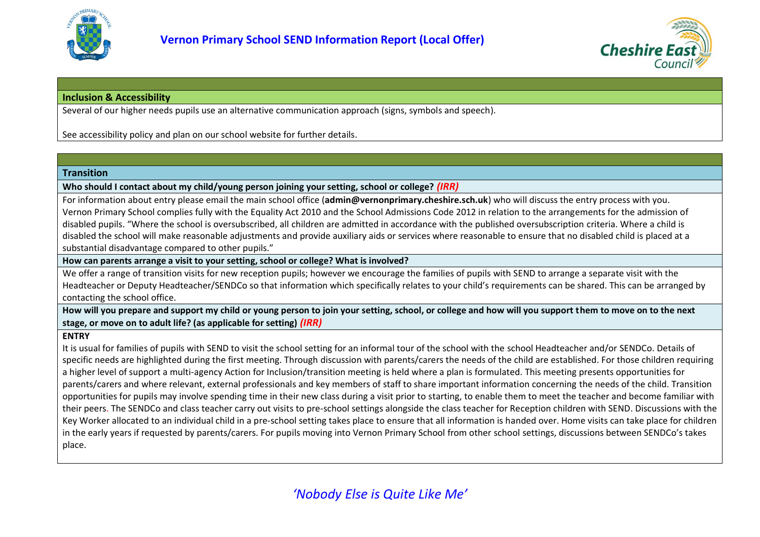## Inclusion & Accessibility

Several of our higher needs pupils use an alternative communication approach (signs, symbols and speech).

See accessibility policy and plan on our school website for further details.

## Transition

**Who should I contact about my child/young person joining your setting, school or college?** ***(IRR)***

For information about entry please email the main school office (**admin@vernonprimary.cheshire.sch.uk**) who will discuss the entry process with you.
Vernon Primary School complies fully with the Equality Act 2010 and the School Admissions Code 2012 in relation to the arrangements for the admission of disabled pupils. "Where the school is oversubscribed, all children are admitted in accordance with the published oversubscription criteria. Where a child is disabled the school will make reasonable adjustments and provide auxiliary aids or services where reasonable to ensure that no disabled child is placed at a substantial disadvantage compared to other pupils."

**How can parents arrange a visit to your setting, school or college? What is involved?**

We offer a range of transition visits for new reception pupils; however we encourage the families of pupils with SEND to arrange a separate visit with the Headteacher or Deputy Headteacher/SENDCo so that information which specifically relates to your child's requirements can be shared. This can be arranged by contacting the school office.

**How will you prepare and support my child or young person to join your setting, school, or college and how will you support them to move on to the next stage, or move on to adult life? (as applicable for setting)** ***(IRR)***

**ENTRY**

It is usual for families of pupils with SEND to visit the school setting for an informal tour of the school with the school Headteacher and/or SENDCo. Details of specific needs are highlighted during the first meeting. Through discussion with parents/carers the needs of the child are established. For those children requiring a higher level of support a multi-agency Action for Inclusion/transition meeting is held where a plan is formulated. This meeting presents opportunities for parents/carers and where relevant, external professionals and key members of staff to share important information concerning the needs of the child. Transition opportunities for pupils may involve spending time in their new class during a visit prior to starting, to enable them to meet the teacher and become familiar with their peers. The SENDCo and class teacher carry out visits to pre-school settings alongside the class teacher for Reception children with SEND. Discussions with the Key Worker allocated to an individual child in a pre-school setting takes place to ensure that all information is handed over. Home visits can take place for children in the early years if requested by parents/carers. For pupils moving into Vernon Primary School from other school settings, discussions between SENDCo's takes place.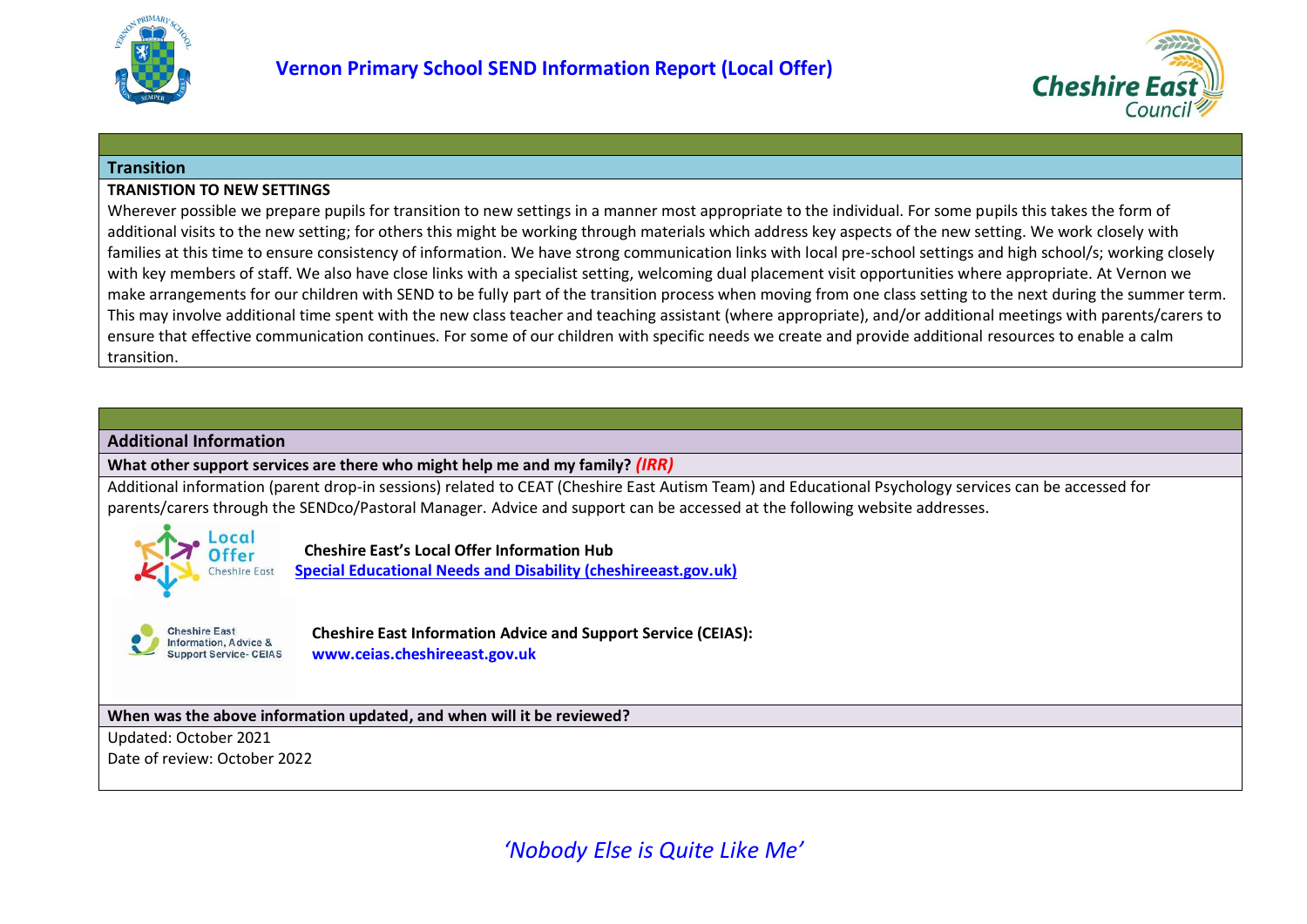## Transition

**TRANISTION TO NEW SETTINGS**

Wherever possible we prepare pupils for transition to new settings in a manner most appropriate to the individual. For some pupils this takes the form of additional visits to the new setting; for others this might be working through materials which address key aspects of the new setting. We work closely with families at this time to ensure consistency of information. We have strong communication links with local pre-school settings and high school/s; working closely with key members of staff. We also have close links with a specialist setting, welcoming dual placement visit opportunities where appropriate. At Vernon we make arrangements for our children with SEND to be fully part of the transition process when moving from one class setting to the next during the summer term. This may involve additional time spent with the new class teacher and teaching assistant (where appropriate), and/or additional meetings with parents/carers to ensure that effective communication continues. For some of our children with specific needs we create and provide additional resources to enable a calm transition.

## Additional Information

**What other support services are there who might help me and my family?** ***(IRR)***

Additional information (parent drop-in sessions) related to CEAT (Cheshire East Autism Team) and Educational Psychology services can be accessed for parents/carers through the SENDco/Pastoral Manager. Advice and support can be accessed at the following website addresses.

**Cheshire East's Local Offer Information Hub**
Special Educational Needs and Disability (cheshireeast.gov.uk)

**Cheshire East Information Advice and Support Service (CEIAS):**
**www.ceias.cheshireeast.gov.uk**

**When was the above information updated, and when will it be reviewed?**

Updated: October 2021
Date of review: October 2022

*'Nobody Else is Quite Like Me'*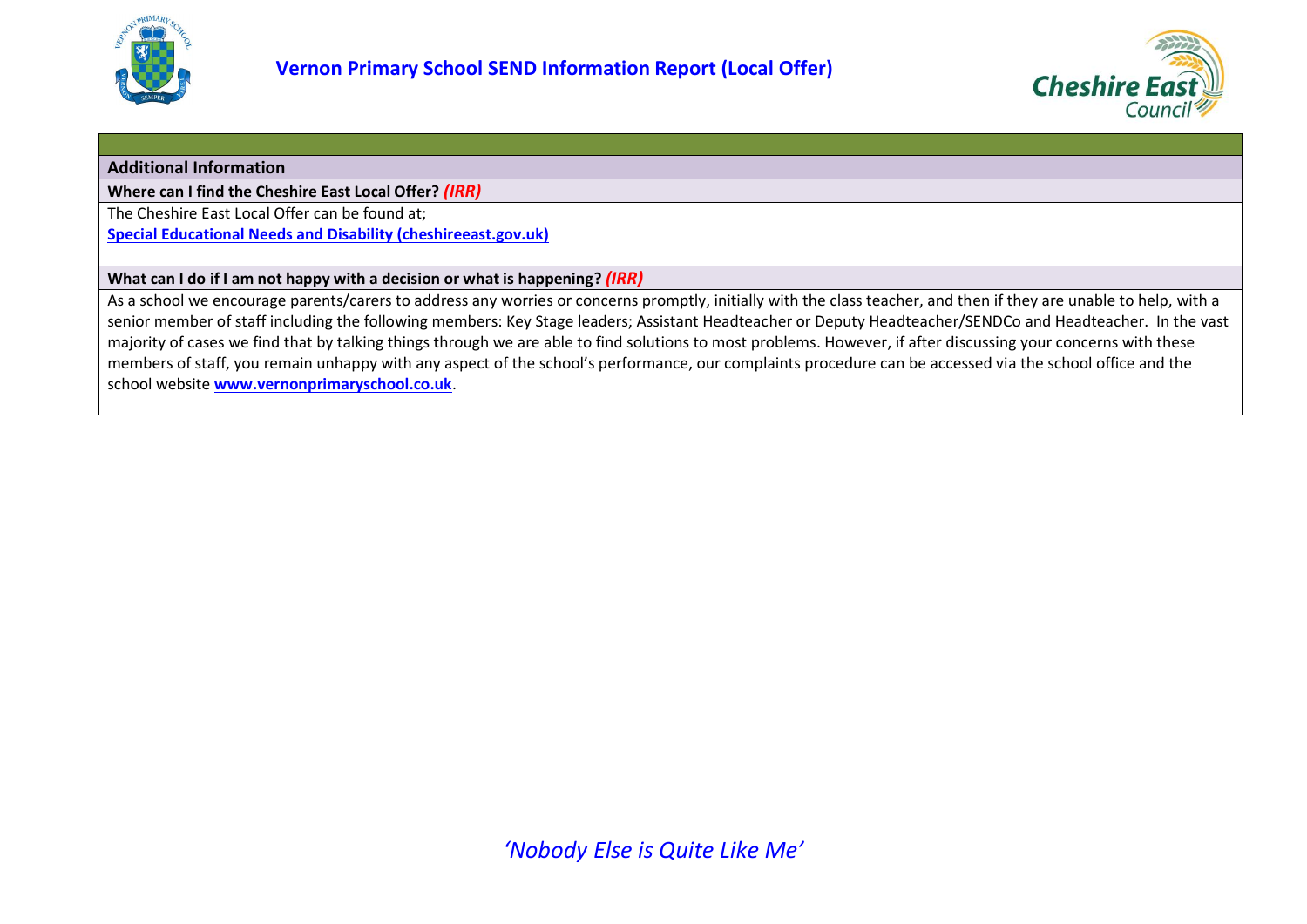## Additional Information

**Where can I find the Cheshire East Local Offer?** ***(IRR)***

The Cheshire East Local Offer can be found at;

**Special Educational Needs and Disability (cheshireeast.gov.uk)**

**What can I do if I am not happy with a decision or what is happening?** ***(IRR)***

As a school we encourage parents/carers to address any worries or concerns promptly, initially with the class teacher, and then if they are unable to help, with a senior member of staff including the following members: Key Stage leaders; Assistant Headteacher or Deputy Headteacher/SENDCo and Headteacher. In the vast majority of cases we find that by talking things through we are able to find solutions to most problems. However, if after discussing your concerns with these members of staff, you remain unhappy with any aspect of the school's performance, our complaints procedure can be accessed via the school office and the school website **www.vernonprimaryschool.co.uk**.